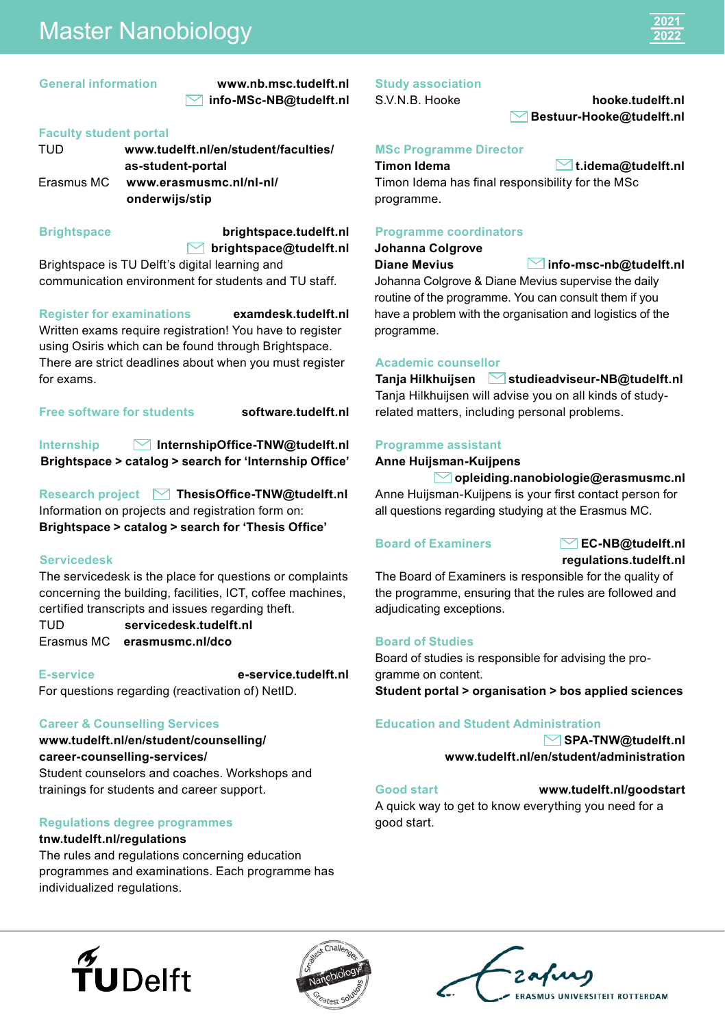# Master Nanobiology

2021
2022

## General information

**www.nb.msc.tudelft.nl**
**info-MSc-NB@tudelft.nl**

## Faculty student portal

TUD **www.tudelft.nl/en/student/faculties/as-student-portal**
Erasmus MC **www.erasmusmc.nl/nl-nl/onderwijs/stip**

## Brightspace

**brightspace.tudelft.nl**
**brightspace@tudelft.nl**

Brightspace is TU Delft's digital learning and communication environment for students and TU staff.

## Register for examinations

**examdesk.tudelft.nl**

Written exams require registration! You have to register using Osiris which can be found through Brightspace. There are strict deadlines about when you must register for exams.

## Free software for students

**software.tudelft.nl**

## Internship

**InternshipOffice-TNW@tudelft.nl**
**Brightspace > catalog > search for 'Internship Office'**

## Research project

**ThesisOffice-TNW@tudelft.nl**

Information on projects and registration form on:
**Brightspace > catalog > search for 'Thesis Office'**

## Servicedesk

The servicedesk is the place for questions or complaints concerning the building, facilities, ICT, coffee machines, certified transcripts and issues regarding theft.

TUD **servicedesk.tudelft.nl**
Erasmus MC **erasmusmc.nl/dco**

## E-service

**e-service.tudelft.nl**

For questions regarding (reactivation of) NetID.

## Career & Counselling Services

**www.tudelft.nl/en/student/counselling/career-counselling-services/**

Student counselors and coaches. Workshops and trainings for students and career support.

## Regulations degree programmes

**tnw.tudelft.nl/regulations**

The rules and regulations concerning education programmes and examinations. Each programme has individualized regulations.

## Study association

S.V.N.B. Hooke
**hooke.tudelft.nl**
**Bestuur-Hooke@tudelft.nl**

## MSc Programme Director

**Timon Idema** **t.idema@tudelft.nl**

Timon Idema has final responsibility for the MSc programme.

## Programme coordinators

**Johanna Colgrove**
**Diane Mevius** **info-msc-nb@tudelft.nl**

Johanna Colgrove & Diane Mevius supervise the daily routine of the programme. You can consult them if you have a problem with the organisation and logistics of the programme.

## Academic counsellor

**Tanja Hilkhuijsen** **studieadviseur-NB@tudelft.nl**

Tanja Hilkhuijsen will advise you on all kinds of study-related matters, including personal problems.

## Programme assistant

**Anne Huijsman-Kuijpens**
**opleiding.nanobiologie@erasmusmc.nl**

Anne Huijsman-Kuijpens is your first contact person for all questions regarding studying at the Erasmus MC.

## Board of Examiners

**EC-NB@tudelft.nl**
**regulations.tudelft.nl**

The Board of Examiners is responsible for the quality of the programme, ensuring that the rules are followed and adjudicating exceptions.

## Board of Studies

Board of studies is responsible for advising the programme on content.
**Student portal > organisation > bos applied sciences**

## Education and Student Administration

**SPA-TNW@tudelft.nl**
**www.tudelft.nl/en/student/administration**

## Good start

**www.tudelft.nl/goodstart**

A quick way to get to know everything you need for a good start.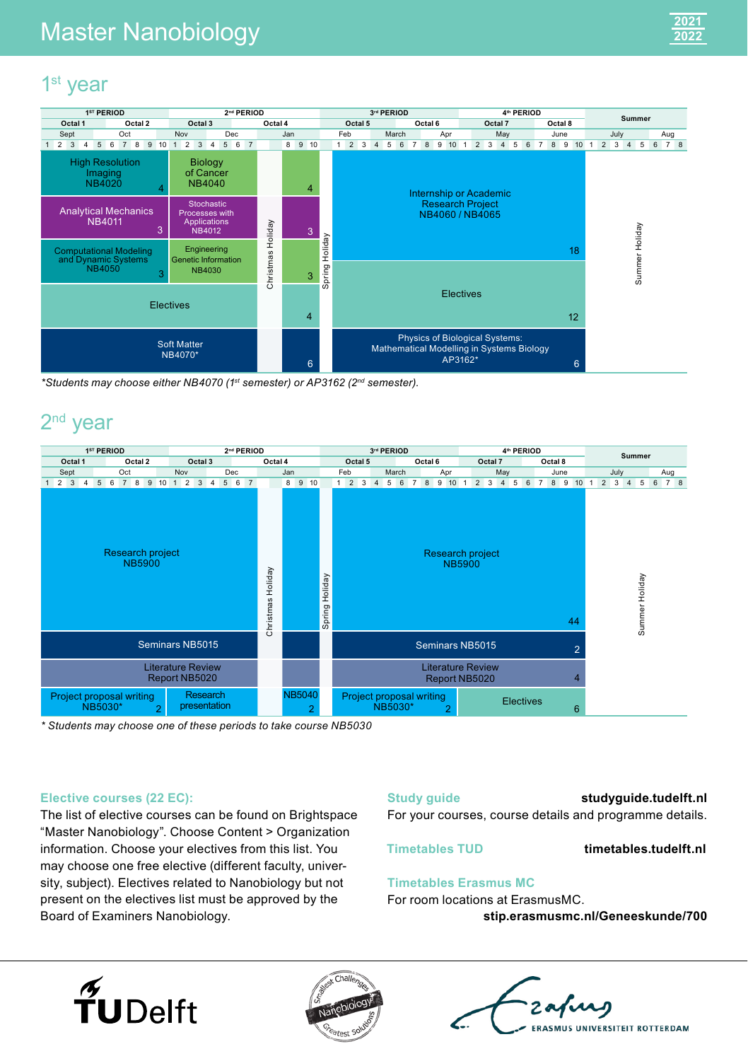# Master Nanobiology

2021
2022

## 1st year

| 1ST PERIOD | | 2nd PERIOD | | | 3rd PERIOD | | 4th PERIOD | | Summer |
|---|---|---|---|---|---|---|---|---|---|
| Octal 1 | Octal 2 | Octal 3 | Octal 4 | | Octal 5 | Octal 6 | Octal 7 | Octal 8 | |
| High Resolution Imaging NB4020 (4) | | Biology of Cancer NB4040 (4) | | Christmas Holiday / Spring Holiday | Internship or Academic Research Project NB4060 / NB4065 (18) | | | | Summer Holiday |
| Analytical Mechanics NB4011 (3) | | Stochastic Processes with Applications NB4012 (3) | | | | | | | |
| Computational Modeling and Dynamic Systems NB4050 (3) | | Engineering Genetic Information NB4030 (3) | | | | | | | |
| Electives | | | (4) | | Electives (12) | | | | |
| Soft Matter NB4070* (6) | | | | | Physics of Biological Systems: Mathematical Modelling in Systems Biology AP3162* (6) | | | | |

*Students may choose either NB4070 (1st semester) or AP3162 (2nd semester).

## 2nd year

| 1ST PERIOD | | 2nd PERIOD | | | 3rd PERIOD | | 4th PERIOD | | Summer |
|---|---|---|---|---|---|---|---|---|---|
| Octal 1 | Octal 2 | Octal 3 | Octal 4 | | Octal 5 | Octal 6 | Octal 7 | Octal 8 | |
| Research project NB5900 | | | | Christmas Holiday / Spring Holiday | Research project NB5900 (44) | | | | Summer Holiday |
| Seminars NB5015 | | | | | Seminars NB5015 (2) | | | | |
| Literature Review Report NB5020 | | | | | Literature Review Report NB5020 (4) | | | | |
| Project proposal writing NB5030* (2) | | Research presentation | NB5040 (2) | | Project proposal writing NB5030* (2) | | Electives (6) | | |

\* Students may choose one of these periods to take course NB5030

**Elective courses (22 EC):**
The list of elective courses can be found on Brightspace "Master Nanobiology". Choose Content > Organization information. Choose your electives from this list. You may choose one free elective (different faculty, university, subject). Electives related to Nanobiology but not present on the electives list must be approved by the Board of Examiners Nanobiology.

**Study guide** — **studyguide.tudelft.nl**
For your courses, course details and programme details.

**Timetables TUD** — **timetables.tudelft.nl**

**Timetables Erasmus MC**
For room locations at ErasmusMC.
**stip.erasmusmc.nl/Geneeskunde/700**

TU Delft — Nanobiology: Smallest Challenges, Greatest Solutions — Erasmus Universiteit Rotterdam